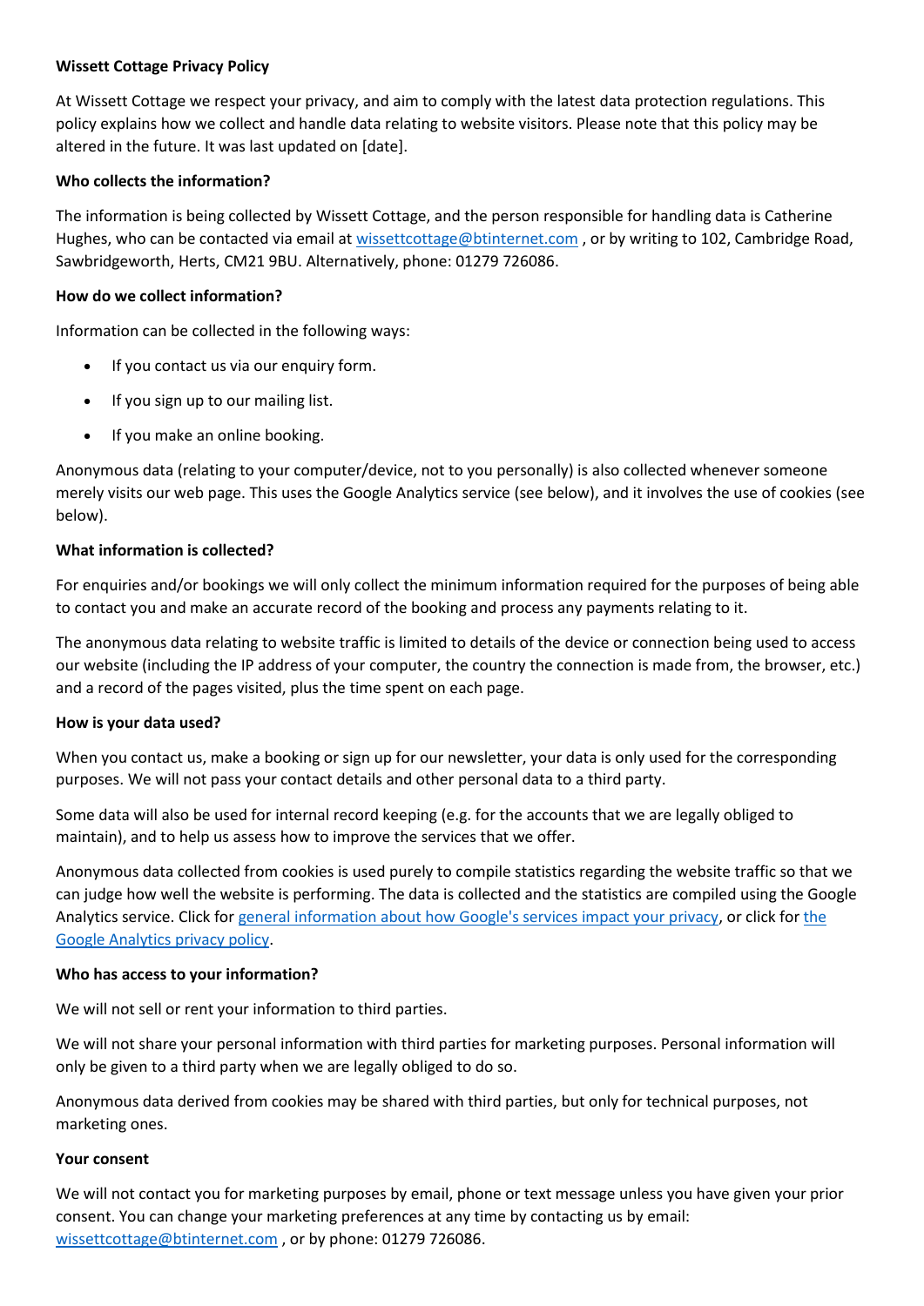# Wissett Cottage Privacy Policy

At Wissett Cottage we respect your privacy, and aim to comply with the latest data protection regulations. This policy explains how we collect and handle data relating to website visitors. Please note that this policy may be altered in the future. It was last updated on [date].

## Who collects the information?

The information is being collected by Wissett Cottage, and the person responsible for handling data is Catherine Hughes, who can be contacted via email at wissettcottage@btinternet.com , or by writing to 102, Cambridge Road, Sawbridgeworth, Herts, CM21 9BU. Alternatively, phone: 01279 726086.

## How do we collect information?

Information can be collected in the following ways:

- If you contact us via our enquiry form.
- If you sign up to our mailing list.
- If you make an online booking.

Anonymous data (relating to your computer/device, not to you personally) is also collected whenever someone merely visits our web page. This uses the Google Analytics service (see below), and it involves the use of cookies (see below).

## What information is collected?

For enquiries and/or bookings we will only collect the minimum information required for the purposes of being able to contact you and make an accurate record of the booking and process any payments relating to it.

The anonymous data relating to website traffic is limited to details of the device or connection being used to access our website (including the IP address of your computer, the country the connection is made from, the browser, etc.) and a record of the pages visited, plus the time spent on each page.

## How is your data used?

When you contact us, make a booking or sign up for our newsletter, your data is only used for the corresponding purposes. We will not pass your contact details and other personal data to a third party.

Some data will also be used for internal record keeping (e.g. for the accounts that we are legally obliged to maintain), and to help us assess how to improve the services that we offer.

Anonymous data collected from cookies is used purely to compile statistics regarding the website traffic so that we can judge how well the website is performing. The data is collected and the statistics are compiled using the Google Analytics service. Click for general information about how Google's services impact your privacy, or click for the Google Analytics privacy policy.

## Who has access to your information?

We will not sell or rent your information to third parties.

We will not share your personal information with third parties for marketing purposes. Personal information will only be given to a third party when we are legally obliged to do so.

Anonymous data derived from cookies may be shared with third parties, but only for technical purposes, not marketing ones.

## Your consent

We will not contact you for marketing purposes by email, phone or text message unless you have given your prior consent. You can change your marketing preferences at any time by contacting us by email: wissettcottage@btinternet.com , or by phone: 01279 726086.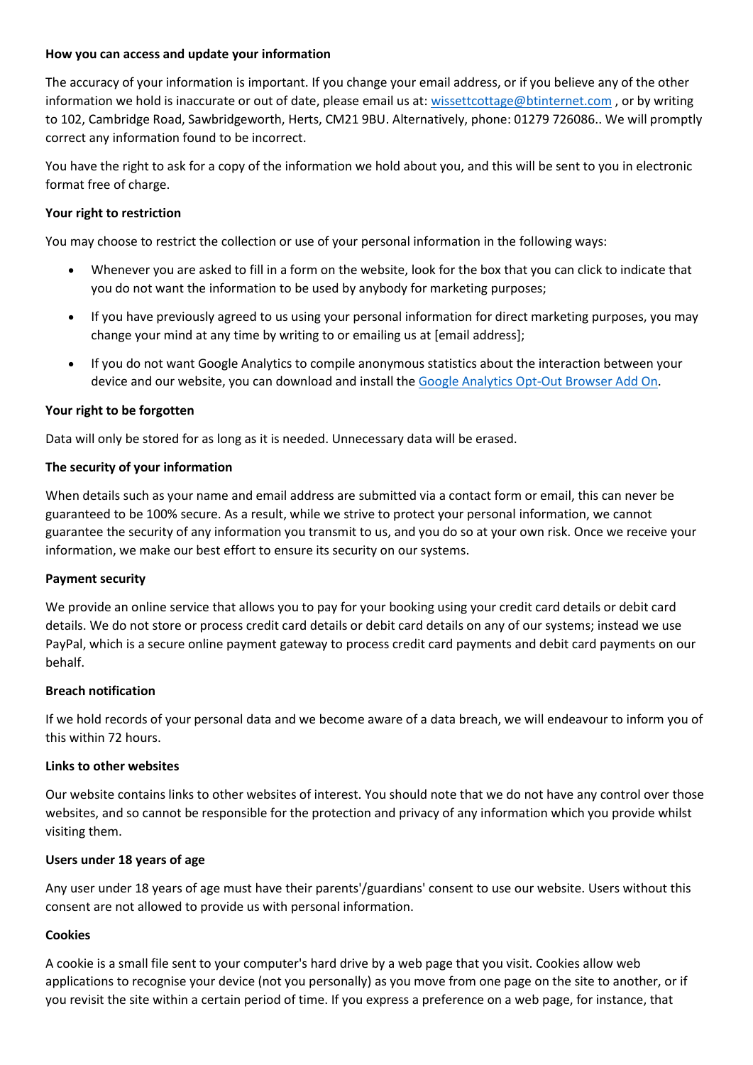**How you can access and update your information**

The accuracy of your information is important. If you change your email address, or if you believe any of the other information we hold is inaccurate or out of date, please email us at: wissettcottage@btinternet.com , or by writing to 102, Cambridge Road, Sawbridgeworth, Herts, CM21 9BU. Alternatively, phone: 01279 726086.. We will promptly correct any information found to be incorrect.

You have the right to ask for a copy of the information we hold about you, and this will be sent to you in electronic format free of charge.

**Your right to restriction**

You may choose to restrict the collection or use of your personal information in the following ways:

- Whenever you are asked to fill in a form on the website, look for the box that you can click to indicate that you do not want the information to be used by anybody for marketing purposes;
- If you have previously agreed to us using your personal information for direct marketing purposes, you may change your mind at any time by writing to or emailing us at [email address];
- If you do not want Google Analytics to compile anonymous statistics about the interaction between your device and our website, you can download and install the Google Analytics Opt-Out Browser Add On.

**Your right to be forgotten**

Data will only be stored for as long as it is needed. Unnecessary data will be erased.

**The security of your information**

When details such as your name and email address are submitted via a contact form or email, this can never be guaranteed to be 100% secure. As a result, while we strive to protect your personal information, we cannot guarantee the security of any information you transmit to us, and you do so at your own risk. Once we receive your information, we make our best effort to ensure its security on our systems.

**Payment security**

We provide an online service that allows you to pay for your booking using your credit card details or debit card details. We do not store or process credit card details or debit card details on any of our systems; instead we use PayPal, which is a secure online payment gateway to process credit card payments and debit card payments on our behalf.

**Breach notification**

If we hold records of your personal data and we become aware of a data breach, we will endeavour to inform you of this within 72 hours.

**Links to other websites**

Our website contains links to other websites of interest. You should note that we do not have any control over those websites, and so cannot be responsible for the protection and privacy of any information which you provide whilst visiting them.

**Users under 18 years of age**

Any user under 18 years of age must have their parents'/guardians' consent to use our website. Users without this consent are not allowed to provide us with personal information.

**Cookies**

A cookie is a small file sent to your computer's hard drive by a web page that you visit. Cookies allow web applications to recognise your device (not you personally) as you move from one page on the site to another, or if you revisit the site within a certain period of time. If you express a preference on a web page, for instance, that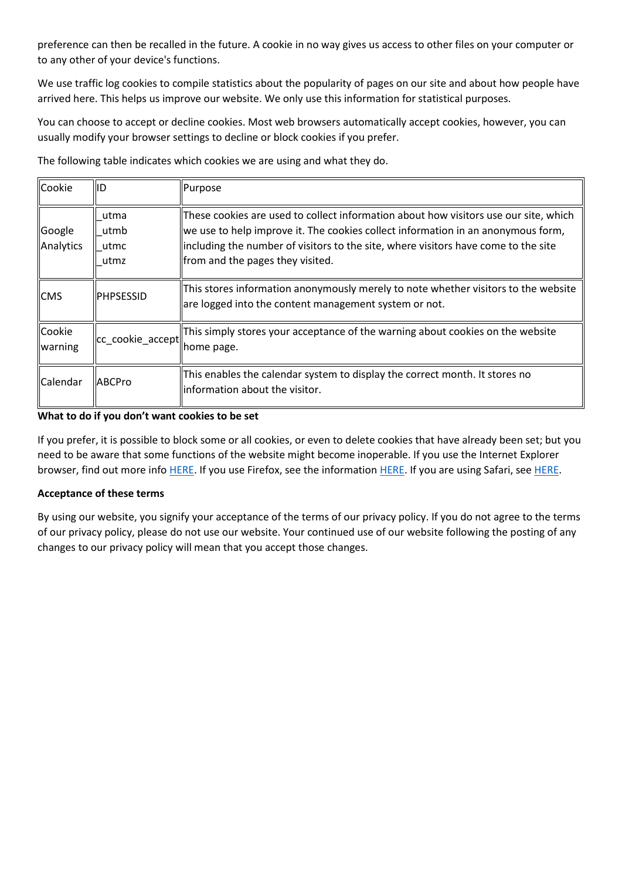preference can then be recalled in the future. A cookie in no way gives us access to other files on your computer or to any other of your device's functions.

We use traffic log cookies to compile statistics about the popularity of pages on our site and about how people have arrived here. This helps us improve our website. We only use this information for statistical purposes.

You can choose to accept or decline cookies. Most web browsers automatically accept cookies, however, you can usually modify your browser settings to decline or block cookies if you prefer.

The following table indicates which cookies we are using and what they do.

| Cookie | ID | Purpose |
|---|---|---|
| Google Analytics | _utma<br>_utmb<br>_utmc<br>_utmz | These cookies are used to collect information about how visitors use our site, which we use to help improve it. The cookies collect information in an anonymous form, including the number of visitors to the site, where visitors have come to the site from and the pages they visited. |
| CMS | PHPSESSID | This stores information anonymously merely to note whether visitors to the website are logged into the content management system or not. |
| Cookie warning | cc_cookie_accept | This simply stores your acceptance of the warning about cookies on the website home page. |
| Calendar | ABCPro | This enables the calendar system to display the correct month. It stores no information about the visitor. |

**What to do if you don't want cookies to be set**

If you prefer, it is possible to block some or all cookies, or even to delete cookies that have already been set; but you need to be aware that some functions of the website might become inoperable. If you use the Internet Explorer browser, find out more info HERE. If you use Firefox, see the information HERE. If you are using Safari, see HERE.

**Acceptance of these terms**

By using our website, you signify your acceptance of the terms of our privacy policy. If you do not agree to the terms of our privacy policy, please do not use our website. Your continued use of our website following the posting of any changes to our privacy policy will mean that you accept those changes.